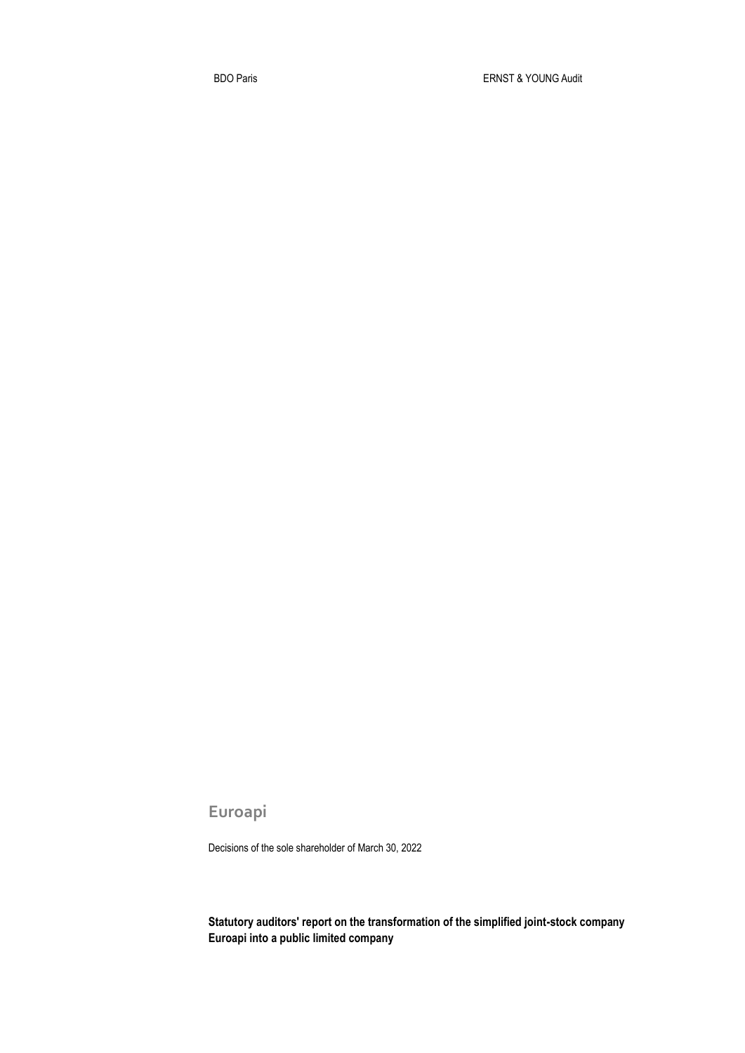BDO Paris

ERNST & YOUNG Audit

# Euroapi

Decisions of the sole shareholder of March 30, 2022

**Statutory auditors' report on the transformation of the simplified joint-stock company Euroapi into a public limited company**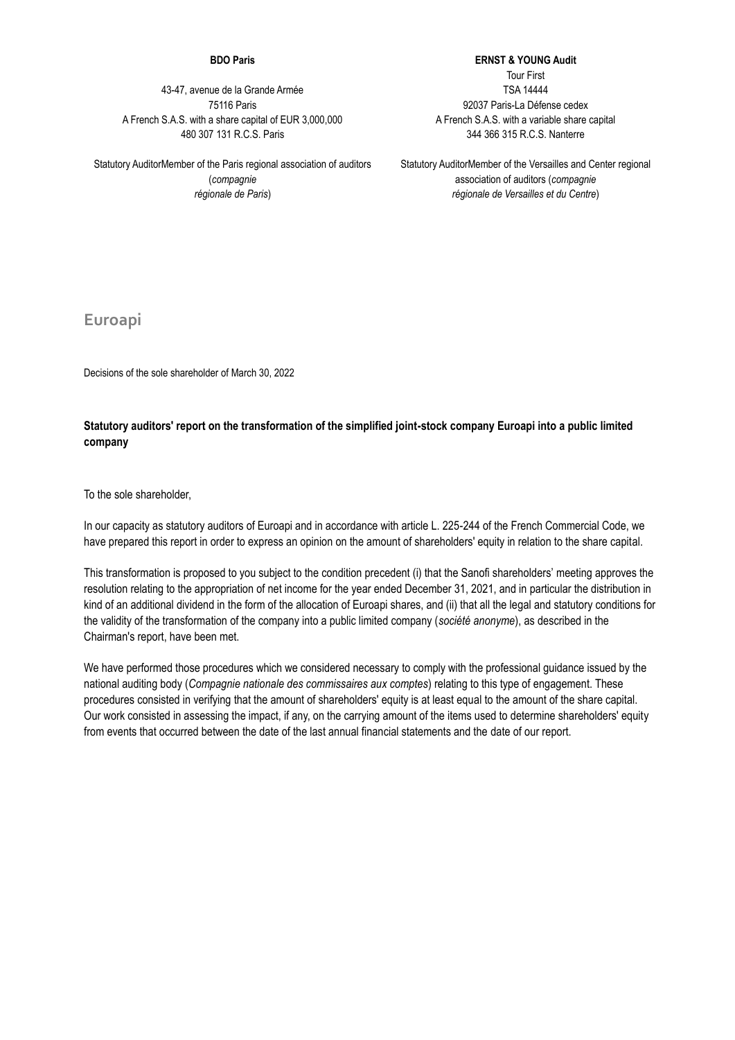**BDO Paris**

43-47, avenue de la Grande Armée
75116 Paris
A French S.A.S. with a share capital of EUR 3,000,000
480 307 131 R.C.S. Paris

Statutory AuditorMember of the Paris regional association of auditors (*compagnie régionale de Paris*)

**ERNST & YOUNG Audit**

Tour First
TSA 14444
92037 Paris-La Défense cedex
A French S.A.S. with a variable share capital
344 366 315 R.C.S. Nanterre

Statutory AuditorMember of the Versailles and Center regional association of auditors (*compagnie régionale de Versailles et du Centre*)

# Euroapi

Decisions of the sole shareholder of March 30, 2022

**Statutory auditors' report on the transformation of the simplified joint-stock company Euroapi into a public limited company**

To the sole shareholder,

In our capacity as statutory auditors of Euroapi and in accordance with article L. 225-244 of the French Commercial Code, we have prepared this report in order to express an opinion on the amount of shareholders' equity in relation to the share capital.

This transformation is proposed to you subject to the condition precedent (i) that the Sanofi shareholders' meeting approves the resolution relating to the appropriation of net income for the year ended December 31, 2021, and in particular the distribution in kind of an additional dividend in the form of the allocation of Euroapi shares, and (ii) that all the legal and statutory conditions for the validity of the transformation of the company into a public limited company (*société anonyme*), as described in the Chairman's report, have been met.

We have performed those procedures which we considered necessary to comply with the professional guidance issued by the national auditing body (*Compagnie nationale des commissaires aux comptes*) relating to this type of engagement. These procedures consisted in verifying that the amount of shareholders' equity is at least equal to the amount of the share capital. Our work consisted in assessing the impact, if any, on the carrying amount of the items used to determine shareholders' equity from events that occurred between the date of the last annual financial statements and the date of our report.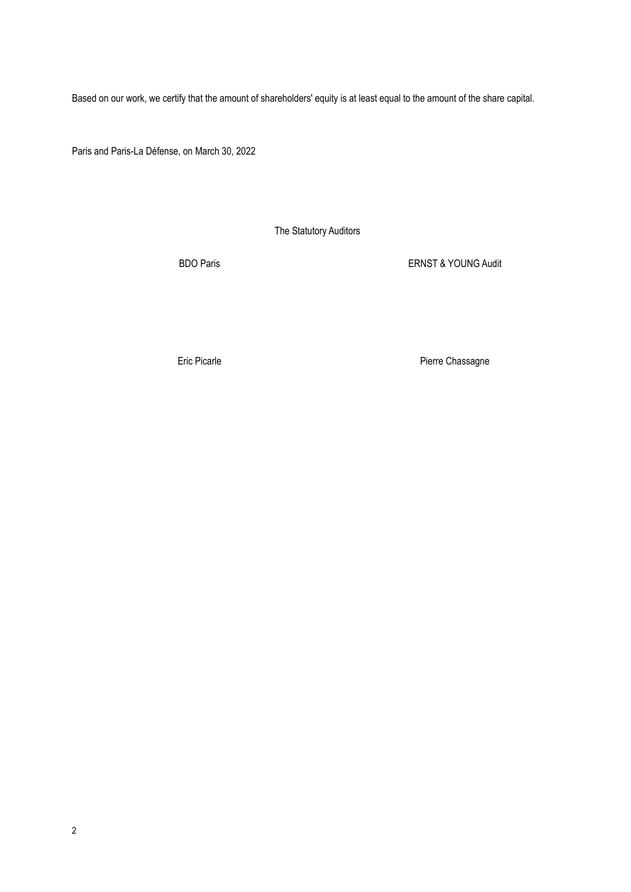Based on our work, we certify that the amount of shareholders' equity is at least equal to the amount of the share capital.

Paris and Paris-La Défense, on March 30, 2022

The Statutory Auditors

| BDO Paris | ERNST & YOUNG Audit |
| --- | --- |
| Eric Picarle | Pierre Chassagne |